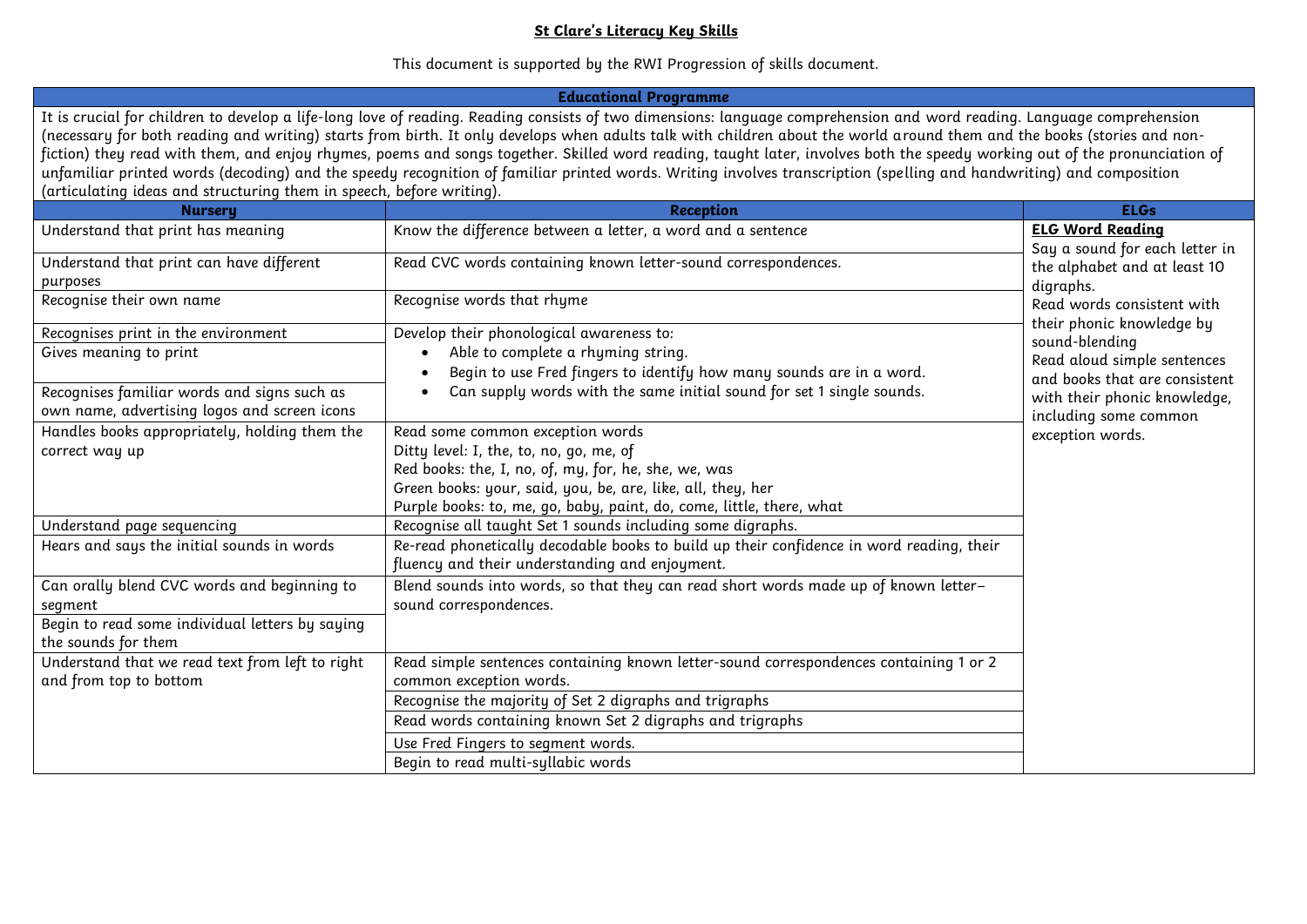# St Clare's Literacy Key Skills

This document is supported by the RWI Progression of skills document.

| Educational Programme | | |
|---|---|---|
| It is crucial for children to develop a life-long love of reading. Reading consists of two dimensions: language comprehension and word reading. Language comprehension (necessary for both reading and writing) starts from birth. It only develops when adults talk with children about the world around them and the books (stories and non-fiction) they read with them, and enjoy rhymes, poems and songs together. Skilled word reading, taught later, involves both the speedy working out of the pronunciation of unfamiliar printed words (decoding) and the speedy recognition of familiar printed words. Writing involves transcription (spelling and handwriting) and composition (articulating ideas and structuring them in speech, before writing). | | |
| **Nursery** | **Reception** | **ELGs** |
| Understand that print has meaning | Know the difference between a letter, a word and a sentence | **ELG Word Reading**<br>Say a sound for each letter in the alphabet and at least 10 digraphs.<br>Read words consistent with their phonic knowledge by sound-blending<br>Read aloud simple sentences and books that are consistent with their phonic knowledge, including some common exception words. |
| Understand that print can have different purposes | Read CVC words containing known letter-sound correspondences. | |
| Recognise their own name | Recognise words that rhyme | |
| Recognises print in the environment<br>Gives meaning to print<br>Recognises familiar words and signs such as own name, advertising logos and screen icons | Develop their phonological awareness to:<br>• Able to complete a rhyming string.<br>• Begin to use Fred fingers to identify how many sounds are in a word.<br>• Can supply words with the same initial sound for set 1 single sounds. | |
| Handles books appropriately, holding them the correct way up | Read some common exception words<br>Ditty level: I, the, to, no, go, me, of<br>Red books: the, I, no, of, my, for, he, she, we, was<br>Green books: your, said, you, be, are, like, all, they, her<br>Purple books: to, me, go, baby, paint, do, come, little, there, what | |
| Understand page sequencing | Recognise all taught Set 1 sounds including some digraphs. | |
| Hears and says the initial sounds in words | Re-read phonetically decodable books to build up their confidence in word reading, their fluency and their understanding and enjoyment. | |
| Can orally blend CVC words and beginning to segment<br>Begin to read some individual letters by saying the sounds for them | Blend sounds into words, so that they can read short words made up of known letter–sound correspondences. | |
| Understand that we read text from left to right and from top to bottom | Read simple sentences containing known letter-sound correspondences containing 1 or 2 common exception words.<br>Recognise the majority of Set 2 digraphs and trigraphs<br>Read words containing known Set 2 digraphs and trigraphs<br>Use Fred Fingers to segment words.<br>Begin to read multi-syllabic words | |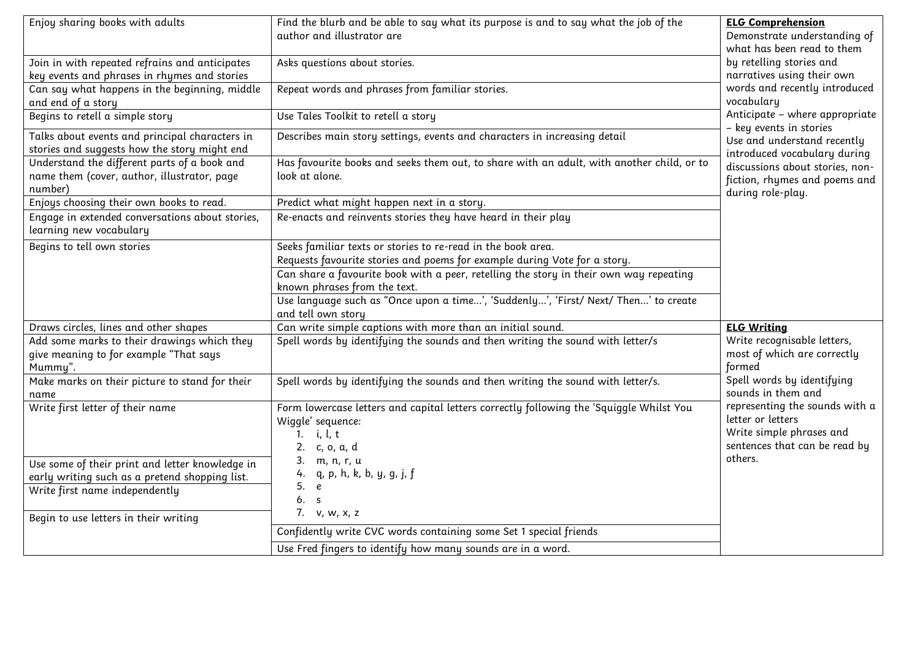| | | |
|---|---|---|
| Enjoy sharing books with adults | Find the blurb and be able to say what its purpose is and to say what the job of the author and illustrator are | **ELG Comprehension**<br>Demonstrate understanding of what has been read to them by retelling stories and narratives using their own words and recently introduced vocabulary<br>Anticipate – where appropriate – key events in stories<br>Use and understand recently introduced vocabulary during discussions about stories, non-fiction, rhymes and poems and during role-play. |
| Join in with repeated refrains and anticipates key events and phrases in rhymes and stories | Asks questions about stories. | |
| Can say what happens in the beginning, middle and end of a story | Repeat words and phrases from familiar stories. | |
| Begins to retell a simple story | Use Tales Toolkit to retell a story | |
| Talks about events and principal characters in stories and suggests how the story might end | Describes main story settings, events and characters in increasing detail | |
| Understand the different parts of a book and name them (cover, author, illustrator, page number) | Has favourite books and seeks them out, to share with an adult, with another child, or to look at alone. | |
| Enjoys choosing their own books to read. | Predict what might happen next in a story. | |
| Engage in extended conversations about stories, learning new vocabulary | Re-enacts and reinvents stories they have heard in their play | |
| Begins to tell own stories | Seeks familiar texts or stories to re-read in the book area.<br>Requests favourite stories and poems for example during Vote for a story. | |
| | Can share a favourite book with a peer, retelling the story in their own way repeating known phrases from the text. | |
| | Use language such as "Once upon a time…', 'Suddenly…', 'First/ Next/ Then…' to create and tell own story | |
| Draws circles, lines and other shapes | Can write simple captions with more than an initial sound. | **ELG Writing**<br>Write recognisable letters, most of which are correctly formed<br>Spell words by identifying sounds in them and representing the sounds with a letter or letters<br>Write simple phrases and sentences that can be read by others. |
| Add some marks to their drawings which they give meaning to for example "That says Mummy". | Spell words by identifying the sounds and then writing the sound with letter/s | |
| Make marks on their picture to stand for their name | Spell words by identifying the sounds and then writing the sound with letter/s. | |
| Write first letter of their name | Form lowercase letters and capital letters correctly following the 'Squiggle Whilst You Wiggle' sequence:<br>1. i, l, t<br>2. c, o, a, d<br>3. m, n, r, u<br>4. q, p, h, k, b, y, g, j, f<br>5. e<br>6. s<br>7. v, w, x, z | |
| Use some of their print and letter knowledge in early writing such as a pretend shopping list. | | |
| Write first name independently | | |
| Begin to use letters in their writing | Confidently write CVC words containing some Set 1 special friends | |
| | Use Fred fingers to identify how many sounds are in a word. | |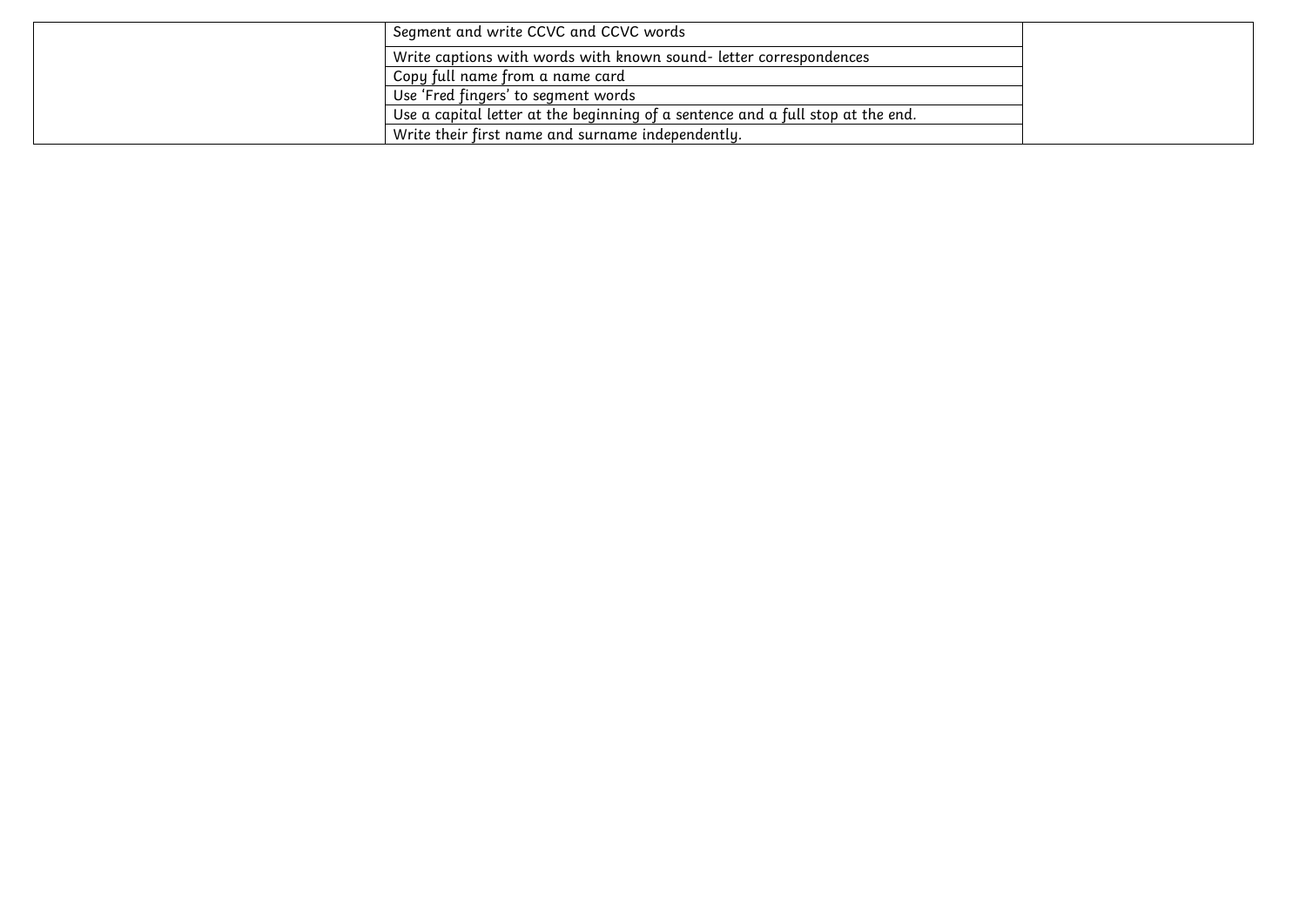| | | |
|---|---|---|
| | Segment and write CCVC and CCVC words | |
| | Write captions with words with known sound- letter correspondences | |
| | Copy full name from a name card | |
| | Use 'Fred fingers' to segment words | |
| | Use a capital letter at the beginning of a sentence and a full stop at the end. | |
| | Write their first name and surname independently. | |